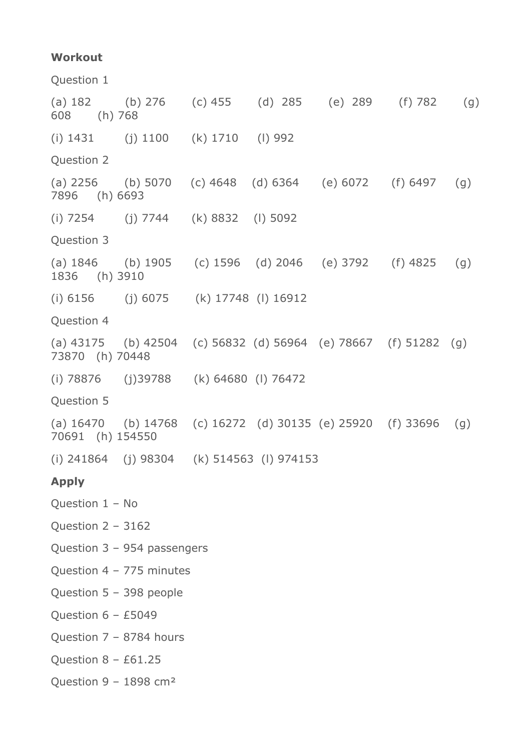**Workout**

Question 1

(a) 182 (b) 276 (c) 455 (d) 285 (e) 289 (f) 782 (g) 608 (h) 768

(i) 1431 (j) 1100 (k) 1710 (l) 992

Question 2

(a) 2256 (b) 5070 (c) 4648 (d) 6364 (e) 6072 (f) 6497 (g) 7896 (h) 6693

(i) 7254 (j) 7744 (k) 8832 (l) 5092

Question 3

(a) 1846 (b) 1905 (c) 1596 (d) 2046 (e) 3792 (f) 4825 (g) 1836 (h) 3910

(i) 6156 (j) 6075 (k) 17748 (l) 16912

Question 4

(a) 43175 (b) 42504 (c) 56832 (d) 56964 (e) 78667 (f) 51282 (g) 73870 (h) 70448

(i) 78876 (j)39788 (k) 64680 (l) 76472

Question 5

(a) 16470 (b) 14768 (c) 16272 (d) 30135 (e) 25920 (f) 33696 (g) 70691 (h) 154550

(i) 241864 (j) 98304 (k) 514563 (l) 974153

**Apply**

Question 1 – No

Question 2 – 3162

Question 3 – 954 passengers

Question 4 – 775 minutes

Question 5 – 398 people

Question 6 – £5049

Question 7 – 8784 hours

Question 8 – £61.25

Question 9 – 1898 cm$^2$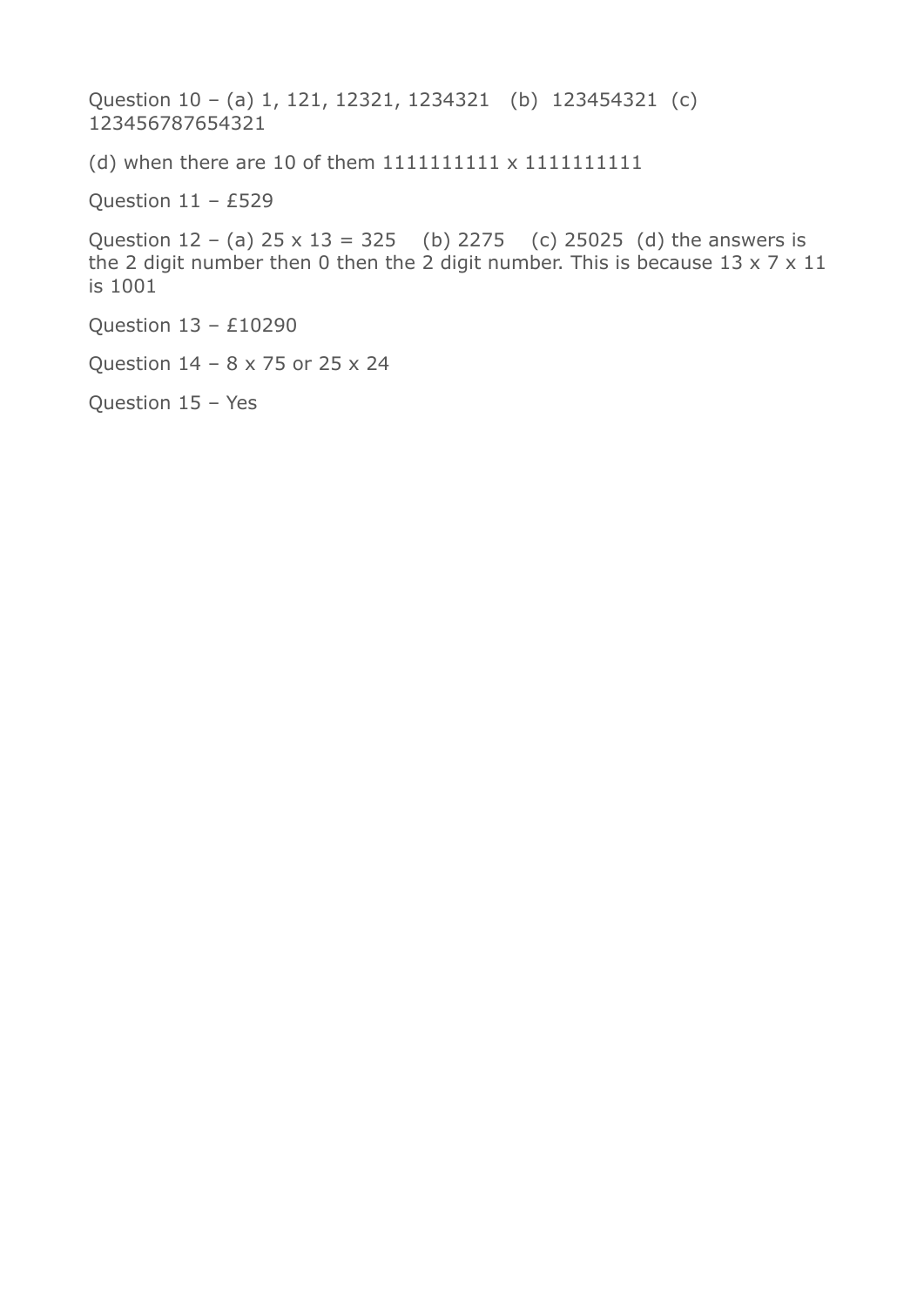Question 10 – (a) 1, 121, 12321, 1234321   (b) 123454321  (c) 123456787654321

(d) when there are 10 of them 1111111111 x 1111111111

Question 11 – £529

Question 12 – (a) 25 x 13 = 325   (b) 2275   (c) 25025  (d) the answers is the 2 digit number then 0 then the 2 digit number. This is because 13 x 7 x 11 is 1001

Question 13 – £10290

Question 14 – 8 x 75 or 25 x 24

Question 15 – Yes